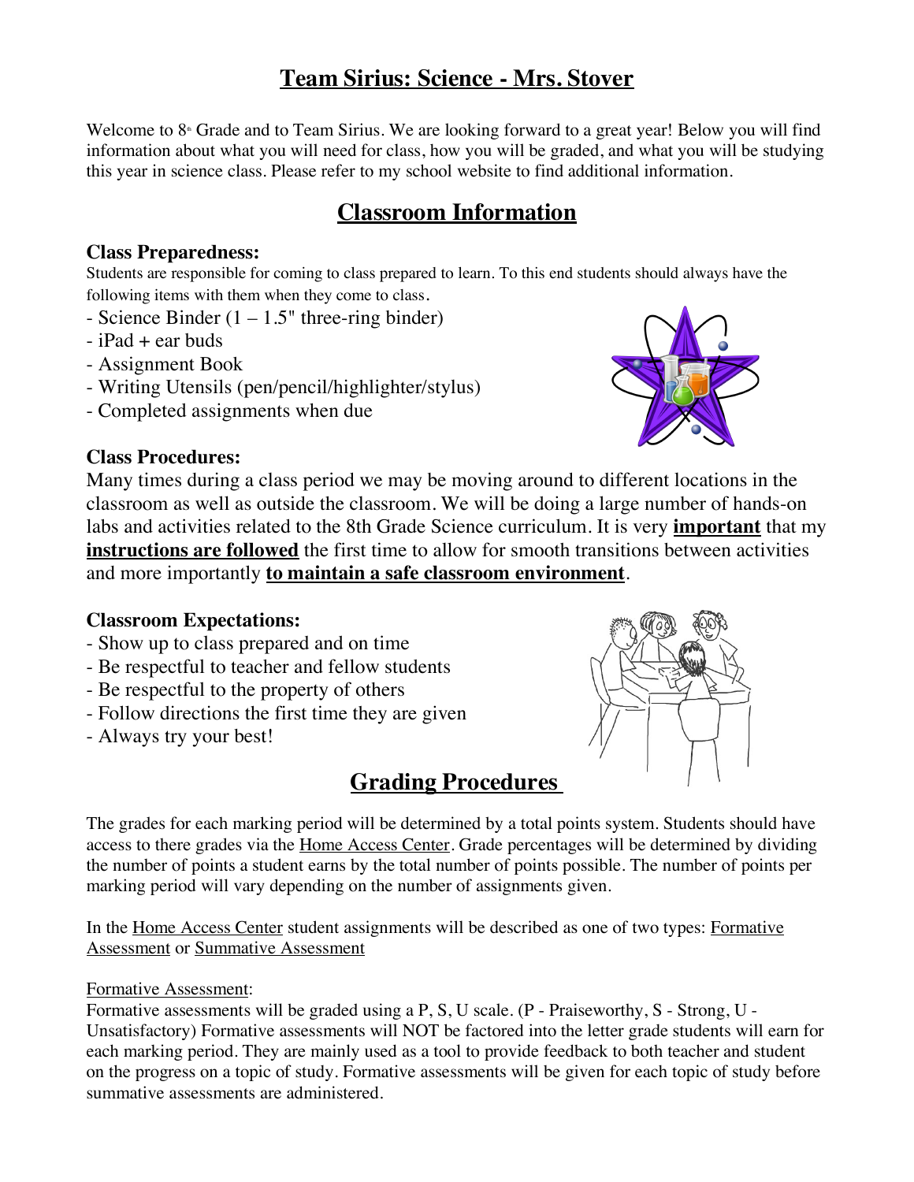# Team Sirius: Science - Mrs. Stover

Welcome to 8th Grade and to Team Sirius. We are looking forward to a great year! Below you will find information about what you will need for class, how you will be graded, and what you will be studying this year in science class. Please refer to my school website to find additional information.

## Classroom Information

### Class Preparedness:

Students are responsible for coming to class prepared to learn. To this end students should always have the following items with them when they come to class.

- Science Binder (1 – 1.5" three-ring binder)
- iPad + ear buds
- Assignment Book
- Writing Utensils (pen/pencil/highlighter/stylus)
- Completed assignments when due

### Class Procedures:

Many times during a class period we may be moving around to different locations in the classroom as well as outside the classroom. We will be doing a large number of hands-on labs and activities related to the 8th Grade Science curriculum. It is very **important** that my **instructions are followed** the first time to allow for smooth transitions between activities and more importantly **to maintain a safe classroom environment**.

### Classroom Expectations:

- Show up to class prepared and on time
- Be respectful to teacher and fellow students
- Be respectful to the property of others
- Follow directions the first time they are given
- Always try your best!

## Grading Procedures

The grades for each marking period will be determined by a total points system. Students should have access to there grades via the Home Access Center. Grade percentages will be determined by dividing the number of points a student earns by the total number of points possible. The number of points per marking period will vary depending on the number of assignments given.

In the Home Access Center student assignments will be described as one of two types: Formative Assessment or Summative Assessment

Formative Assessment:
Formative assessments will be graded using a P, S, U scale. (P - Praiseworthy, S - Strong, U - Unsatisfactory) Formative assessments will NOT be factored into the letter grade students will earn for each marking period. They are mainly used as a tool to provide feedback to both teacher and student on the progress on a topic of study. Formative assessments will be given for each topic of study before summative assessments are administered.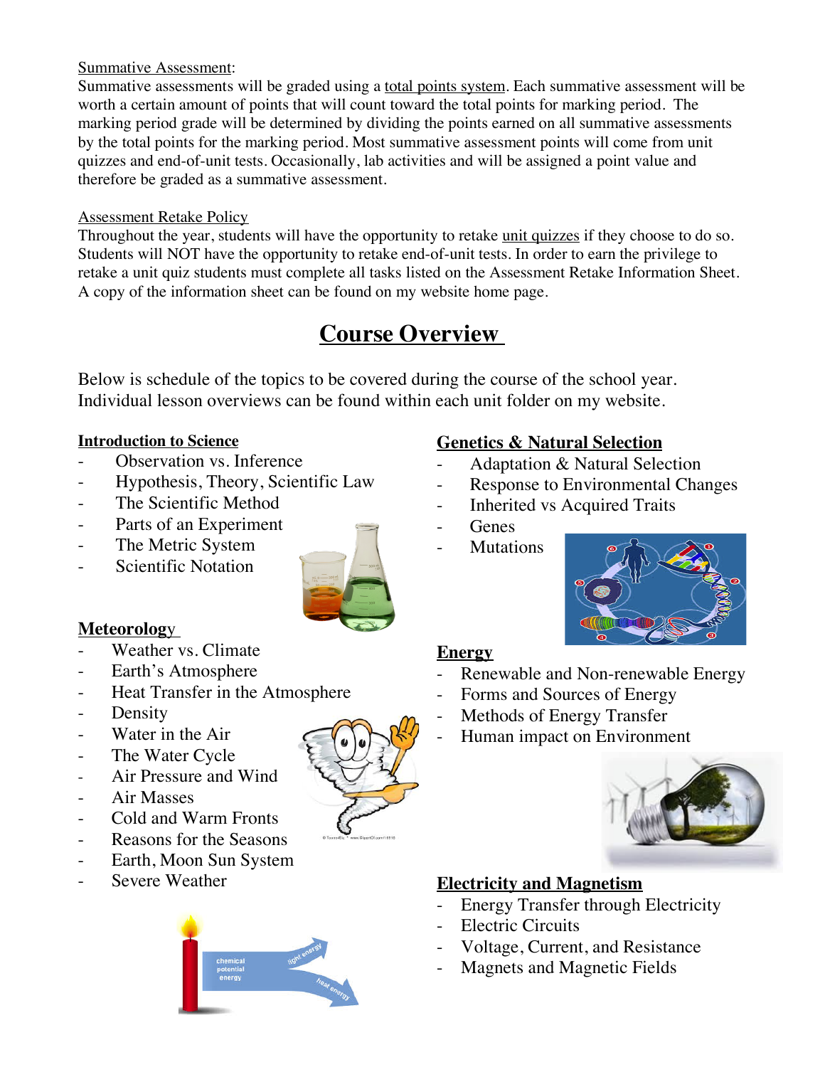<u>Summative Assessment</u>:
Summative assessments will be graded using a <u>total points system</u>. Each summative assessment will be worth a certain amount of points that will count toward the total points for marking period. The marking period grade will be determined by dividing the points earned on all summative assessments by the total points for the marking period. Most summative assessment points will come from unit quizzes and end-of-unit tests. Occasionally, lab activities and will be assigned a point value and therefore be graded as a summative assessment.

<u>Assessment Retake Policy</u>
Throughout the year, students will have the opportunity to retake <u>unit quizzes</u> if they choose to do so. Students will NOT have the opportunity to retake end-of-unit tests. In order to earn the privilege to retake a unit quiz students must complete all tasks listed on the Assessment Retake Information Sheet. A copy of the information sheet can be found on my website home page.

# Course Overview

Below is schedule of the topics to be covered during the course of the school year. Individual lesson overviews can be found within each unit folder on my website.

**Introduction to Science**

- Observation vs. Inference
- Hypothesis, Theory, Scientific Law
- The Scientific Method
- Parts of an Experiment
- The Metric System
- Scientific Notation

**Meteorology**

- Weather vs. Climate
- Earth's Atmosphere
- Heat Transfer in the Atmosphere
- Density
- Water in the Air
- The Water Cycle
- Air Pressure and Wind
- Air Masses
- Cold and Warm Fronts
- Reasons for the Seasons
- Earth, Moon Sun System
- Severe Weather

**Genetics & Natural Selection**

- Adaptation & Natural Selection
- Response to Environmental Changes
- Inherited vs Acquired Traits
- Genes
- Mutations

**Energy**

- Renewable and Non-renewable Energy
- Forms and Sources of Energy
- Methods of Energy Transfer
- Human impact on Environment

**Electricity and Magnetism**

- Energy Transfer through Electricity
- Electric Circuits
- Voltage, Current, and Resistance
- Magnets and Magnetic Fields